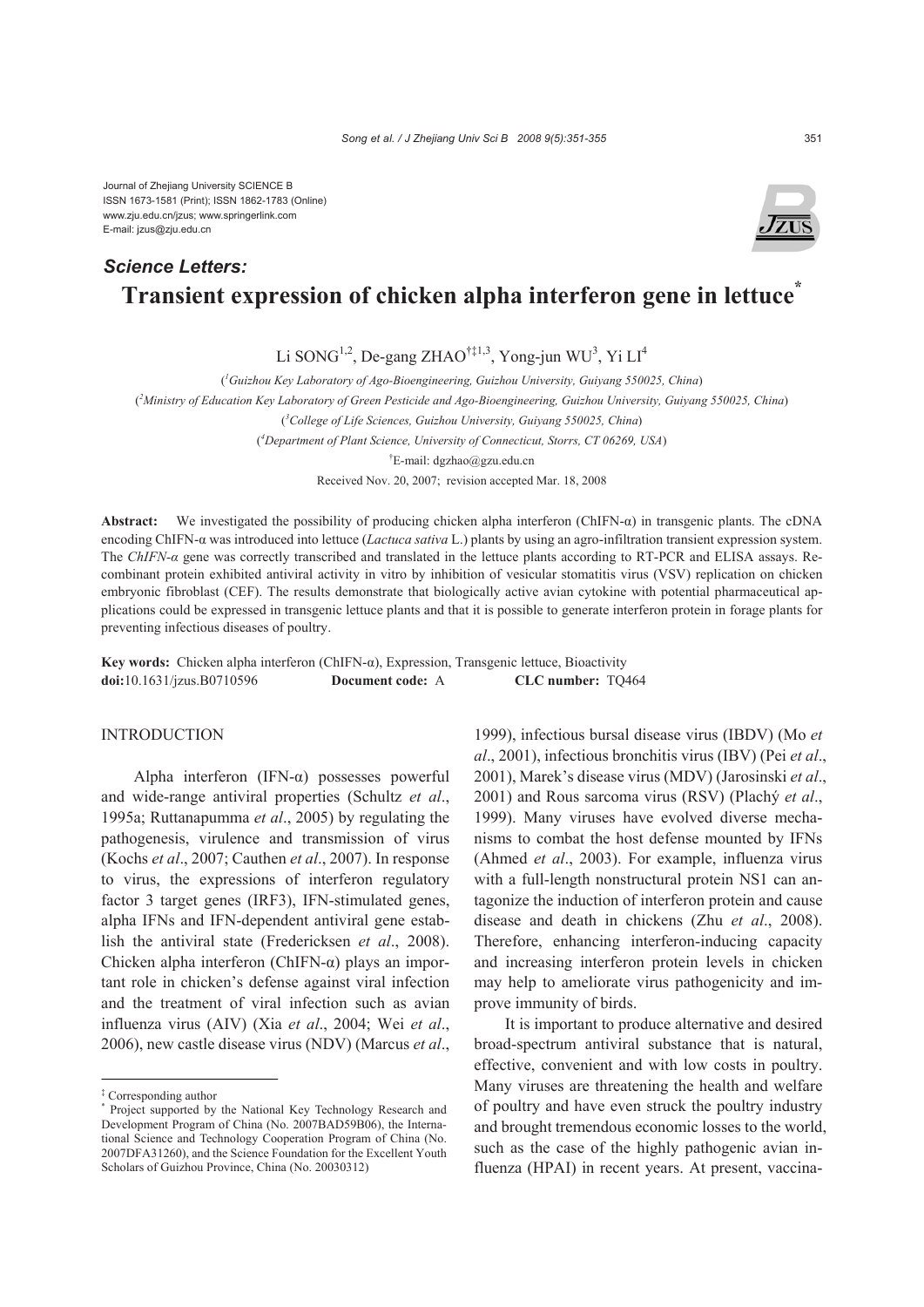Journal of Zhejiang University SCIENCE B
ISSN 1673-1581 (Print); ISSN 1862-1783 (Online)
www.zju.edu.cn/jzus; www.springerlink.com
E-mail: jzus@zju.edu.cn

***Science Letters:***

# Transient expression of chicken alpha interferon gene in lettuce[*]

Li SONG[1,2], De-gang ZHAO[†‡1,3], Yong-jun WU[3], Yi LI[4]

([1]*Guizhou Key Laboratory of Ago-Bioengineering, Guizhou University, Guiyang 550025, China*)

([2]*Ministry of Education Key Laboratory of Green Pesticide and Ago-Bioengineering, Guizhou University, Guiyang 550025, China*)

([3]*College of Life Sciences, Guizhou University, Guiyang 550025, China*)

([4]*Department of Plant Science, University of Connecticut, Storrs, CT 06269, USA*)

[†]E-mail: dgzhao@gzu.edu.cn

Received Nov. 20, 2007; revision accepted Mar. 18, 2008

**Abstract:** We investigated the possibility of producing chicken alpha interferon (ChIFN-α) in transgenic plants. The cDNA encoding ChIFN-α was introduced into lettuce (*Lactuca sativa* L.) plants by using an agro-infiltration transient expression system. The *ChIFN-α* gene was correctly transcribed and translated in the lettuce plants according to RT-PCR and ELISA assays. Recombinant protein exhibited antiviral activity in vitro by inhibition of vesicular stomatitis virus (VSV) replication on chicken embryonic fibroblast (CEF). The results demonstrate that biologically active avian cytokine with potential pharmaceutical applications could be expressed in transgenic lettuce plants and that it is possible to generate interferon protein in forage plants for preventing infectious diseases of poultry.

**Key words:** Chicken alpha interferon (ChIFN-α), Expression, Transgenic lettuce, Bioactivity
**doi:**10.1631/jzus.B0710596 **Document code:** A **CLC number:** TQ464

## INTRODUCTION

Alpha interferon (IFN-α) possesses powerful and wide-range antiviral properties (Schultz *et al*., 1995a; Ruttanapumma *et al*., 2005) by regulating the pathogenesis, virulence and transmission of virus (Kochs *et al*., 2007; Cauthen *et al*., 2007). In response to virus, the expressions of interferon regulatory factor 3 target genes (IRF3), IFN-stimulated genes, alpha IFNs and IFN-dependent antiviral gene establish the antiviral state (Fredericksen *et al*., 2008). Chicken alpha interferon (ChIFN-α) plays an important role in chicken's defense against viral infection and the treatment of viral infection such as avian influenza virus (AIV) (Xia *et al*., 2004; Wei *et al*., 2006), new castle disease virus (NDV) (Marcus *et al*., 1999), infectious bursal disease virus (IBDV) (Mo *et al*., 2001), infectious bronchitis virus (IBV) (Pei *et al*., 2001), Marek's disease virus (MDV) (Jarosinski *et al*., 2001) and Rous sarcoma virus (RSV) (Plachý *et al*., 1999). Many viruses have evolved diverse mechanisms to combat the host defense mounted by IFNs (Ahmed *et al*., 2003). For example, influenza virus with a full-length nonstructural protein NS1 can antagonize the induction of interferon protein and cause disease and death in chickens (Zhu *et al*., 2008). Therefore, enhancing interferon-inducing capacity and increasing interferon protein levels in chicken may help to ameliorate virus pathogenicity and improve immunity of birds.

It is important to produce alternative and desired broad-spectrum antiviral substance that is natural, effective, convenient and with low costs in poultry. Many viruses are threatening the health and welfare of poultry and have even struck the poultry industry and brought tremendous economic losses to the world, such as the case of the highly pathogenic avian influenza (HPAI) in recent years. At present, vaccina-

---

[‡] Corresponding author
[*] Project supported by the National Key Technology Research and Development Program of China (No. 2007BAD59B06), the International Science and Technology Cooperation Program of China (No. 2007DFA31260), and the Science Foundation for the Excellent Youth Scholars of Guizhou Province, China (No. 20030312)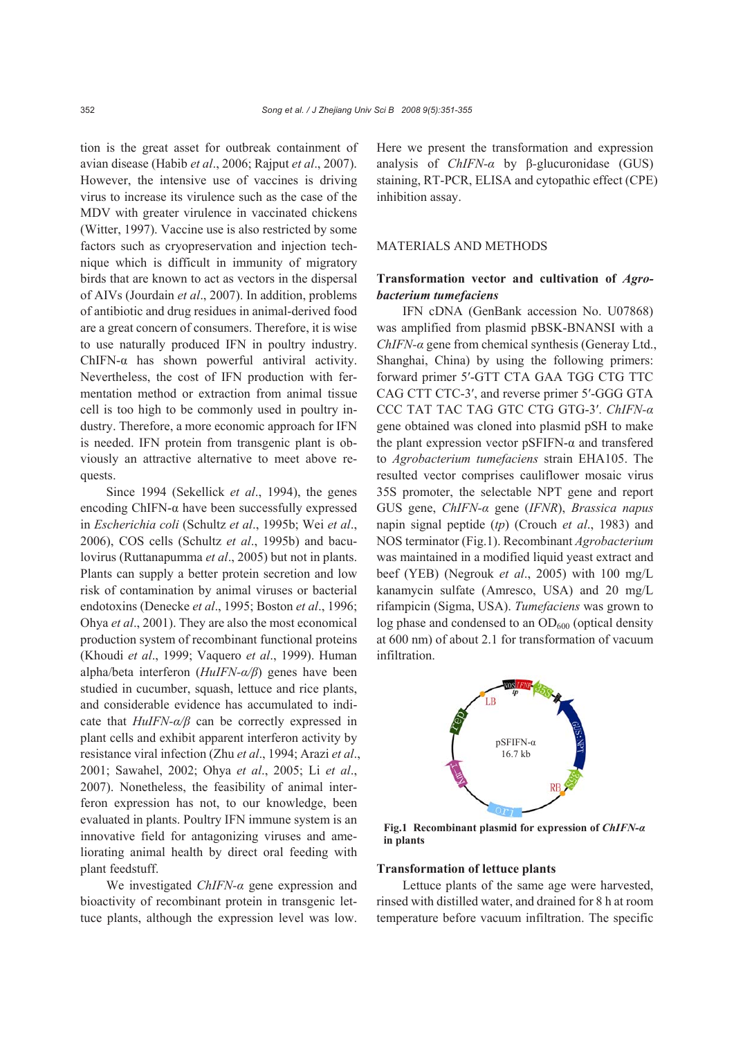tion is the great asset for outbreak containment of avian disease (Habib *et al*., 2006; Rajput *et al*., 2007). However, the intensive use of vaccines is driving virus to increase its virulence such as the case of the MDV with greater virulence in vaccinated chickens (Witter, 1997). Vaccine use is also restricted by some factors such as cryopreservation and injection technique which is difficult in immunity of migratory birds that are known to act as vectors in the dispersal of AIVs (Jourdain *et al*., 2007). In addition, problems of antibiotic and drug residues in animal-derived food are a great concern of consumers. Therefore, it is wise to use naturally produced IFN in poultry industry. ChIFN-α has shown powerful antiviral activity. Nevertheless, the cost of IFN production with fermentation method or extraction from animal tissue cell is too high to be commonly used in poultry industry. Therefore, a more economic approach for IFN is needed. IFN protein from transgenic plant is obviously an attractive alternative to meet above requests.

Since 1994 (Sekellick *et al*., 1994), the genes encoding ChIFN-α have been successfully expressed in *Escherichia coli* (Schultz *et al*., 1995b; Wei *et al*., 2006), COS cells (Schultz *et al*., 1995b) and baculovirus (Ruttanapumma *et al*., 2005) but not in plants. Plants can supply a better protein secretion and low risk of contamination by animal viruses or bacterial endotoxins (Denecke *et al*., 1995; Boston *et al*., 1996; Ohya *et al*., 2001). They are also the most economical production system of recombinant functional proteins (Khoudi *et al*., 1999; Vaquero *et al*., 1999). Human alpha/beta interferon (*HuIFN-α/β*) genes have been studied in cucumber, squash, lettuce and rice plants, and considerable evidence has accumulated to indicate that *HuIFN-α/β* can be correctly expressed in plant cells and exhibit apparent interferon activity by resistance viral infection (Zhu *et al*., 1994; Arazi *et al*., 2001; Sawahel, 2002; Ohya *et al*., 2005; Li *et al*., 2007). Nonetheless, the feasibility of animal interferon expression has not, to our knowledge, been evaluated in plants. Poultry IFN immune system is an innovative field for antagonizing viruses and ameliorating animal health by direct oral feeding with plant feedstuff.

We investigated *ChIFN-α* gene expression and bioactivity of recombinant protein in transgenic lettuce plants, although the expression level was low. Here we present the transformation and expression analysis of *ChIFN-α* by β-glucuronidase (GUS) staining, RT-PCR, ELISA and cytopathic effect (CPE) inhibition assay.

## MATERIALS AND METHODS

### Transformation vector and cultivation of *Agrobacterium tumefaciens*

IFN cDNA (GenBank accession No. U07868) was amplified from plasmid pBSK-BNANSI with a *ChIFN-α* gene from chemical synthesis (Generay Ltd., Shanghai, China) by using the following primers: forward primer 5′-GTT CTA GAA TGG CTG TTC CAG CTT CTC-3′, and reverse primer 5′-GGG GTA CCC TAT TAC TAG GTC CTG GTG-3′. *ChIFN-α* gene obtained was cloned into plasmid pSH to make the plant expression vector pSFIFN-α and transfered to *Agrobacterium tumefaciens* strain EHA105. The resulted vector comprises cauliflower mosaic virus 35S promoter, the selectable NPT gene and report GUS gene, *ChIFN-α* gene (*IFNR*), *Brassica napus* napin signal peptide (*tp*) (Crouch *et al*., 1983) and NOS terminator (Fig.1). Recombinant *Agrobacterium* was maintained in a modified liquid yeast extract and beef (YEB) (Negrouk *et al*., 2005) with 100 mg/L kanamycin sulfate (Amresco, USA) and 20 mg/L rifampicin (Sigma, USA). *Tumefaciens* was grown to log phase and condensed to an $OD_{600}$ (optical density at 600 nm) of about 2.1 for transformation of vacuum infiltration.

**Fig.1 Recombinant plasmid for expression of *ChIFN-α* in plants**

### Transformation of lettuce plants

Lettuce plants of the same age were harvested, rinsed with distilled water, and drained for 8 h at room temperature before vacuum infiltration. The specific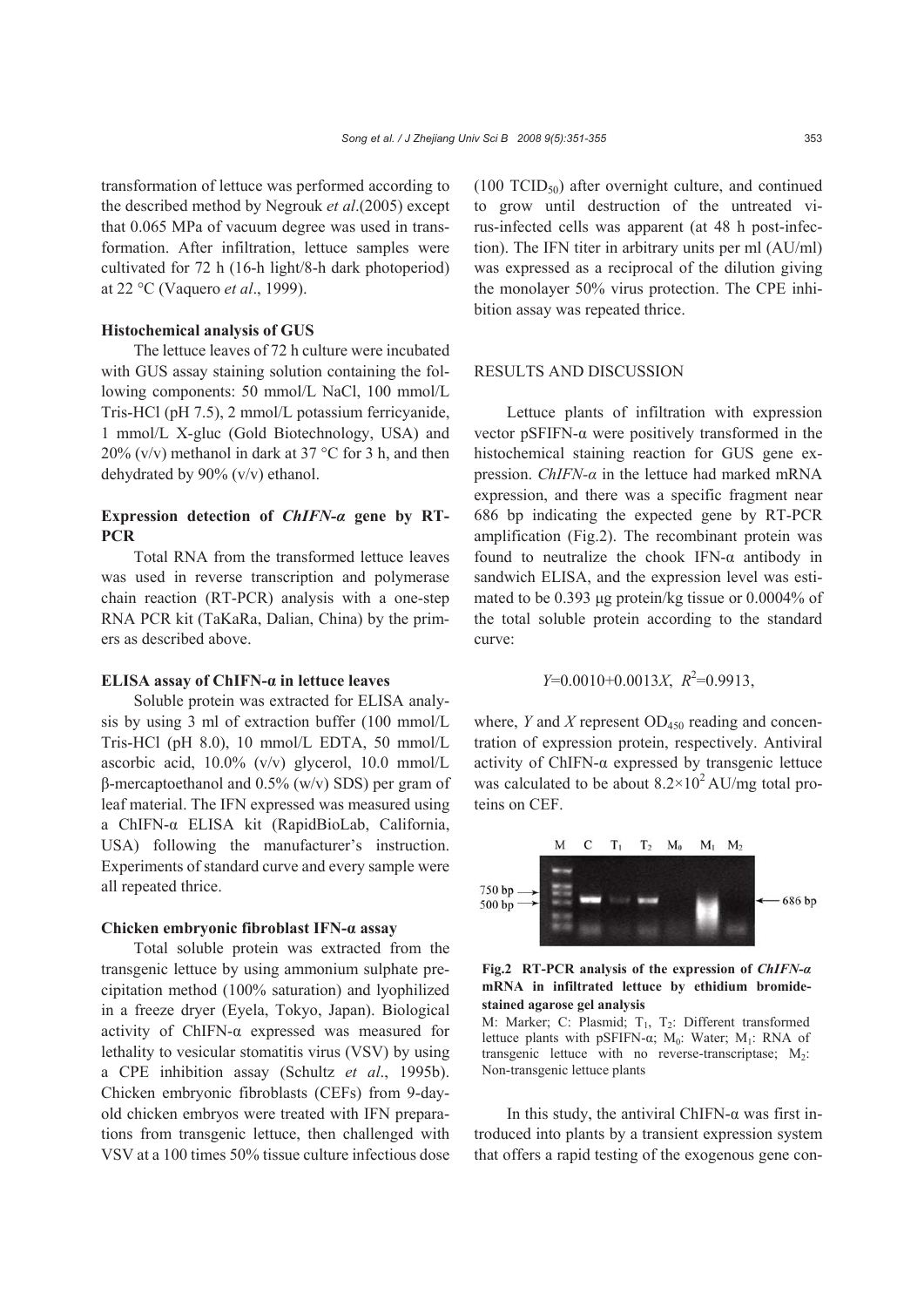transformation of lettuce was performed according to the described method by Negrouk *et al*.(2005) except that 0.065 MPa of vacuum degree was used in transformation. After infiltration, lettuce samples were cultivated for 72 h (16-h light/8-h dark photoperiod) at 22 °C (Vaquero *et al*., 1999).

### Histochemical analysis of GUS

The lettuce leaves of 72 h culture were incubated with GUS assay staining solution containing the following components: 50 mmol/L NaCl, 100 mmol/L Tris-HCl (pH 7.5), 2 mmol/L potassium ferricyanide, 1 mmol/L X-gluc (Gold Biotechnology, USA) and 20% (v/v) methanol in dark at 37 °C for 3 h, and then dehydrated by 90% (v/v) ethanol.

### Expression detection of *ChIFN-α* gene by RT-PCR

Total RNA from the transformed lettuce leaves was used in reverse transcription and polymerase chain reaction (RT-PCR) analysis with a one-step RNA PCR kit (TaKaRa, Dalian, China) by the primers as described above.

### ELISA assay of ChIFN-α in lettuce leaves

Soluble protein was extracted for ELISA analysis by using 3 ml of extraction buffer (100 mmol/L Tris-HCl (pH 8.0), 10 mmol/L EDTA, 50 mmol/L ascorbic acid, 10.0% (v/v) glycerol, 10.0 mmol/L β-mercaptoethanol and 0.5% (w/v) SDS) per gram of leaf material. The IFN expressed was measured using a ChIFN-α ELISA kit (RapidBioLab, California, USA) following the manufacturer's instruction. Experiments of standard curve and every sample were all repeated thrice.

### Chicken embryonic fibroblast IFN-α assay

Total soluble protein was extracted from the transgenic lettuce by using ammonium sulphate precipitation method (100% saturation) and lyophilized in a freeze dryer (Eyela, Tokyo, Japan). Biological activity of ChIFN-α expressed was measured for lethality to vesicular stomatitis virus (VSV) by using a CPE inhibition assay (Schultz *et al*., 1995b). Chicken embryonic fibroblasts (CEFs) from 9-day-old chicken embryos were treated with IFN preparations from transgenic lettuce, then challenged with VSV at a 100 times 50% tissue culture infectious dose (100 $TCID_{50}$) after overnight culture, and continued to grow until destruction of the untreated virus-infected cells was apparent (at 48 h post-infection). The IFN titer in arbitrary units per ml (AU/ml) was expressed as a reciprocal of the dilution giving the monolayer 50% virus protection. The CPE inhibition assay was repeated thrice.

## RESULTS AND DISCUSSION

Lettuce plants of infiltration with expression vector pSFIFN-α were positively transformed in the histochemical staining reaction for GUS gene expression. *ChIFN-α* in the lettuce had marked mRNA expression, and there was a specific fragment near 686 bp indicating the expected gene by RT-PCR amplification (Fig.2). The recombinant protein was found to neutralize the chook IFN-α antibody in sandwich ELISA, and the expression level was estimated to be 0.393 μg protein/kg tissue or 0.0004% of the total soluble protein according to the standard curve:

$$Y=0.0010+0.0013X,\ R^2=0.9913,$$

where, $Y$ and $X$ represent $OD_{450}$ reading and concentration of expression protein, respectively. Antiviral activity of ChIFN-α expressed by transgenic lettuce was calculated to be about $8.2\times10^2$ AU/mg total proteins on CEF.

**Fig.2 RT-PCR analysis of the expression of *ChIFN-α* mRNA in infiltrated lettuce by ethidium bromide-stained agarose gel analysis**
M: Marker; C: Plasmid; $T_1$, $T_2$: Different transformed lettuce plants with pSFIFN-α; $M_0$: Water; $M_1$: RNA of transgenic lettuce with no reverse-transcriptase; $M_2$: Non-transgenic lettuce plants

In this study, the antiviral ChIFN-α was first introduced into plants by a transient expression system that offers a rapid testing of the exogenous gene con-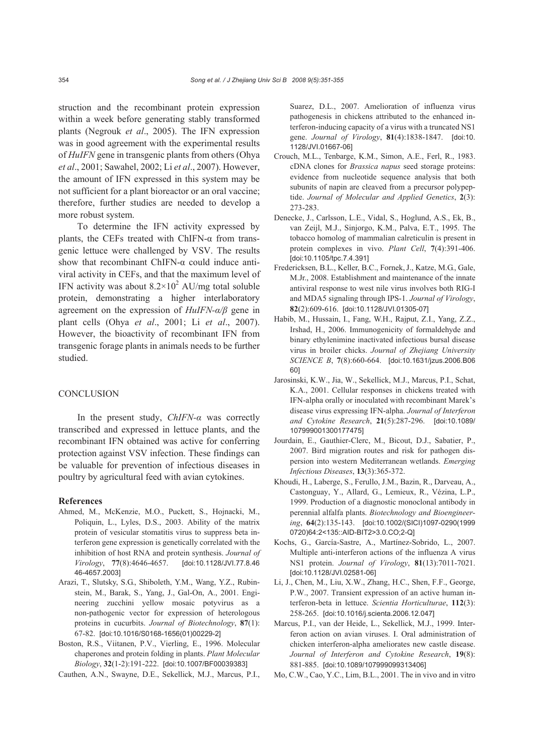struction and the recombinant protein expression within a week before generating stably transformed plants (Negrouk *et al*., 2005). The IFN expression was in good agreement with the experimental results of *HuIFN* gene in transgenic plants from others (Ohya *et al*., 2001; Sawahel, 2002; Li *et al*., 2007). However, the amount of IFN expressed in this system may be not sufficient for a plant bioreactor or an oral vaccine; therefore, further studies are needed to develop a more robust system.

To determine the IFN activity expressed by plants, the CEFs treated with ChIFN-α from transgenic lettuce were challenged by VSV. The results show that recombinant ChIFN-α could induce antiviral activity in CEFs, and that the maximum level of IFN activity was about $8.2\times10^2$ AU/mg total soluble protein, demonstrating a higher interlaboratory agreement on the expression of *HuIFN-α/β* gene in plant cells (Ohya *et al*., 2001; Li *et al*., 2007). However, the bioactivity of recombinant IFN from transgenic forage plants in animals needs to be further studied.

## CONCLUSION

In the present study, *ChIFN-α* was correctly transcribed and expressed in lettuce plants, and the recombinant IFN obtained was active for conferring protection against VSV infection. These findings can be valuable for prevention of infectious diseases in poultry by agricultural feed with avian cytokines.

## References

Ahmed, M., McKenzie, M.O., Puckett, S., Hojnacki, M., Poliquin, L., Lyles, D.S., 2003. Ability of the matrix protein of vesicular stomatitis virus to suppress beta interferon gene expression is genetically correlated with the inhibition of host RNA and protein synthesis. *Journal of Virology*, **77**(8):4646-4657. [doi:10.1128/JVI.77.8.4646-4657.2003]

Arazi, T., Slutsky, S.G., Shiboleth, Y.M., Wang, Y.Z., Rubinstein, M., Barak, S., Yang, J., Gal-On, A., 2001. Engineering zucchini yellow mosaic potyvirus as a non-pathogenic vector for expression of heterologous proteins in cucurbits. *Journal of Biotechnology*, **87**(1): 67-82. [doi:10.1016/S0168-1656(01)00229-2]

Boston, R.S., Viitanen, P.V., Vierling, E., 1996. Molecular chaperones and protein folding in plants. *Plant Molecular Biology*, **32**(1-2):191-222. [doi:10.1007/BF00039383]

Cauthen, A.N., Swayne, D.E., Sekellick, M.J., Marcus, P.I., Suarez, D.L., 2007. Amelioration of influenza virus pathogenesis in chickens attributed to the enhanced interferon-inducing capacity of a virus with a truncated NS1 gene. *Journal of Virology*, **81**(4):1838-1847. [doi:10.1128/JVI.01667-06]

Crouch, M.L., Tenbarge, K.M., Simon, A.E., Ferl, R., 1983. cDNA clones for *Brassica napus* seed storage proteins: evidence from nucleotide sequence analysis that both subunits of napin are cleaved from a precursor polypeptide. *Journal of Molecular and Applied Genetics*, **2**(3): 273-283.

Denecke, J., Carlsson, L.E., Vidal, S., Hoglund, A.S., Ek, B., van Zeijl, M.J., Sinjorgo, K.M., Palva, E.T., 1995. The tobacco homolog of mammalian calreticulin is present in protein complexes in vivo. *Plant Cell*, **7**(4):391-406. [doi:10.1105/tpc.7.4.391]

Fredericksen, B.L., Keller, B.C., Fornek, J., Katze, M.G., Gale, M.Jr., 2008. Establishment and maintenance of the innate antiviral response to west nile virus involves both RIG-I and MDA5 signaling through IPS-1. *Journal of Virology*, **82**(2):609-616. [doi:10.1128/JVI.01305-07]

Habib, M., Hussain, I., Fang, W.H., Rajput, Z.I., Yang, Z.Z., Irshad, H., 2006. Immunogenicity of formaldehyde and binary ethylenimine inactivated infectious bursal disease virus in broiler chicks. *Journal of Zhejiang University SCIENCE B*, **7**(8):660-664. [doi:10.1631/jzus.2006.B0660]

Jarosinski, K.W., Jia, W., Sekellick, M.J., Marcus, P.I., Schat, K.A., 2001. Cellular responses in chickens treated with IFN-alpha orally or inoculated with recombinant Marek's disease virus expressing IFN-alpha. *Journal of Interferon and Cytokine Research*, **21**(5):287-296. [doi:10.1089/107999001300177475]

Jourdain, E., Gauthier-Clerc, M., Bicout, D.J., Sabatier, P., 2007. Bird migration routes and risk for pathogen dispersion into western Mediterranean wetlands. *Emerging Infectious Diseases*, **13**(3):365-372.

Khoudi, H., Laberge, S., Ferullo, J.M., Bazin, R., Darveau, A., Castonguay, Y., Allard, G., Lemieux, R., Vézina, L.P., 1999. Production of a diagnostic monoclonal antibody in perennial alfalfa plants. *Biotechnology and Bioengineering*, **64**(2):135-143. [doi:10.1002/(SICI)1097-0290(19990720)64:2<135::AID-BIT2>3.0.CO;2-Q]

Kochs, G., García-Sastre, A., Martínez-Sobrido, L., 2007. Multiple anti-interferon actions of the influenza A virus NS1 protein. *Journal of Virology*, **81**(13):7011-7021. [doi:10.1128/JVI.02581-06]

Li, J., Chen, M., Liu, X.W., Zhang, H.C., Shen, F.F., George, P.W., 2007. Transient expression of an active human interferon-beta in lettuce. *Scientia Horticulturae*, **112**(3): 258-265. [doi:10.1016/j.scienta.2006.12.047]

Marcus, P.I., van der Heide, L., Sekellick, M.J., 1999. Interferon action on avian viruses. I. Oral administration of chicken interferon-alpha ameliorates new castle disease. *Journal of Interferon and Cytokine Research*, **19**(8): 881-885. [doi:10.1089/107990099313406]

Mo, C.W., Cao, Y.C., Lim, B.L., 2001. The in vivo and in vitro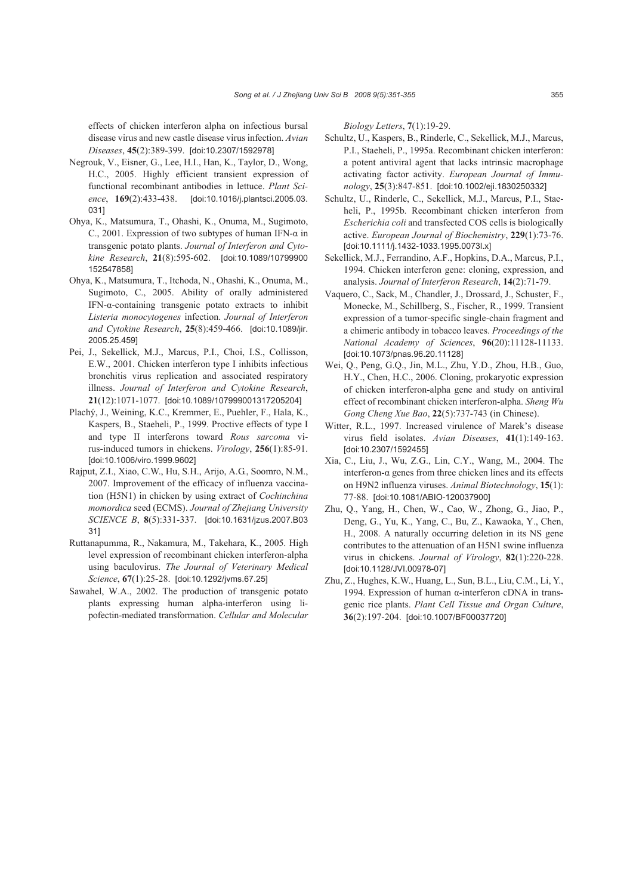effects of chicken interferon alpha on infectious bursal disease virus and new castle disease virus infection. *Avian Diseases*, **45**(2):389-399. [doi:10.2307/1592978]

Negrouk, V., Eisner, G., Lee, H.I., Han, K., Taylor, D., Wong, H.C., 2005. Highly efficient transient expression of functional recombinant antibodies in lettuce. *Plant Science*, **169**(2):433-438. [doi:10.1016/j.plantsci.2005.03.031]

Ohya, K., Matsumura, T., Ohashi, K., Onuma, M., Sugimoto, C., 2001. Expression of two subtypes of human IFN-α in transgenic potato plants. *Journal of Interferon and Cytokine Research*, **21**(8):595-602. [doi:10.1089/10799900152547858]

Ohya, K., Matsumura, T., Itchoda, N., Ohashi, K., Onuma, M., Sugimoto, C., 2005. Ability of orally administered IFN-α-containing transgenic potato extracts to inhibit *Listeria monocytogenes* infection. *Journal of Interferon and Cytokine Research*, **25**(8):459-466. [doi:10.1089/jir.2005.25.459]

Pei, J., Sekellick, M.J., Marcus, P.I., Choi, I.S., Collisson, E.W., 2001. Chicken interferon type I inhibits infectious bronchitis virus replication and associated respiratory illness. *Journal of Interferon and Cytokine Research*, **21**(12):1071-1077. [doi:10.1089/107999001317205204]

Plachý, J., Weining, K.C., Kremmer, E., Puehler, F., Hala, K., Kaspers, B., Staeheli, P., 1999. Proctive effects of type I and type II interferons toward *Rous sarcoma* virus-induced tumors in chickens. *Virology*, **256**(1):85-91. [doi:10.1006/viro.1999.9602]

Rajput, Z.I., Xiao, C.W., Hu, S.H., Arijo, A.G., Soomro, N.M., 2007. Improvement of the efficacy of influenza vaccination (H5N1) in chicken by using extract of *Cochinchina momordica* seed (ECMS). *Journal of Zhejiang University SCIENCE B*, **8**(5):331-337. [doi:10.1631/jzus.2007.B0331]

Ruttanapumma, R., Nakamura, M., Takehara, K., 2005. High level expression of recombinant chicken interferon-alpha using baculovirus. *The Journal of Veterinary Medical Science*, **67**(1):25-28. [doi:10.1292/jvms.67.25]

Sawahel, W.A., 2002. The production of transgenic potato plants expressing human alpha-interferon using lipofectin-mediated transformation. *Cellular and Molecular Biology Letters*, **7**(1):19-29.

Schultz, U., Kaspers, B., Rinderle, C., Sekellick, M.J., Marcus, P.I., Staeheli, P., 1995a. Recombinant chicken interferon: a potent antiviral agent that lacks intrinsic macrophage activating factor activity. *European Journal of Immunology*, **25**(3):847-851. [doi:10.1002/eji.1830250332]

Schultz, U., Rinderle, C., Sekellick, M.J., Marcus, P.I., Staeheli, P., 1995b. Recombinant chicken interferon from *Escherichia coli* and transfected COS cells is biologically active. *European Journal of Biochemistry*, **229**(1):73-76. [doi:10.1111/j.1432-1033.1995.0073l.x]

Sekellick, M.J., Ferrandino, A.F., Hopkins, D.A., Marcus, P.I., 1994. Chicken interferon gene: cloning, expression, and analysis. *Journal of Interferon Research*, **14**(2):71-79.

Vaquero, C., Sack, M., Chandler, J., Drossard, J., Schuster, F., Monecke, M., Schillberg, S., Fischer, R., 1999. Transient expression of a tumor-specific single-chain fragment and a chimeric antibody in tobacco leaves. *Proceedings of the National Academy of Sciences*, **96**(20):11128-11133. [doi:10.1073/pnas.96.20.11128]

Wei, Q., Peng, G.Q., Jin, M.L., Zhu, Y.D., Zhou, H.B., Guo, H.Y., Chen, H.C., 2006. Cloning, prokaryotic expression of chicken interferon-alpha gene and study on antiviral effect of recombinant chicken interferon-alpha. *Sheng Wu Gong Cheng Xue Bao*, **22**(5):737-743 (in Chinese).

Witter, R.L., 1997. Increased virulence of Marek's disease virus field isolates. *Avian Diseases*, **41**(1):149-163. [doi:10.2307/1592455]

Xia, C., Liu, J., Wu, Z.G., Lin, C.Y., Wang, M., 2004. The interferon-α genes from three chicken lines and its effects on H9N2 influenza viruses. *Animal Biotechnology*, **15**(1):77-88. [doi:10.1081/ABIO-120037900]

Zhu, Q., Yang, H., Chen, W., Cao, W., Zhong, G., Jiao, P., Deng, G., Yu, K., Yang, C., Bu, Z., Kawaoka, Y., Chen, H., 2008. A naturally occurring deletion in its NS gene contributes to the attenuation of an H5N1 swine influenza virus in chickens. *Journal of Virology*, **82**(1):220-228. [doi:10.1128/JVI.00978-07]

Zhu, Z., Hughes, K.W., Huang, L., Sun, B.L., Liu, C.M., Li, Y., 1994. Expression of human α-interferon cDNA in transgenic rice plants. *Plant Cell Tissue and Organ Culture*, **36**(2):197-204. [doi:10.1007/BF00037720]